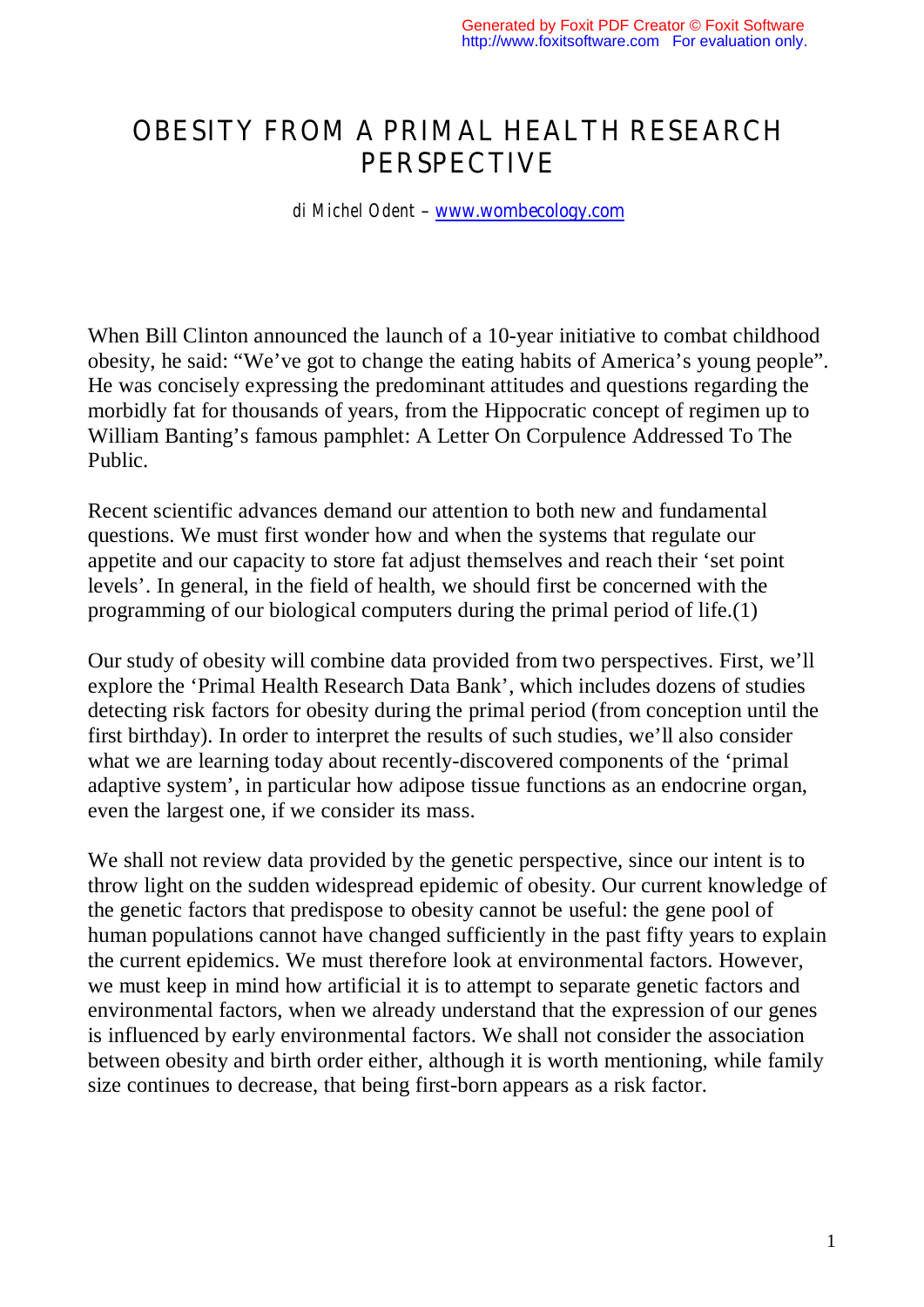# OBESITY FROM A PRIMAL HEALTH RESEARCH PERSPECTIVE

*di Michel Odent – www.wombecology.com*

When Bill Clinton announced the launch of a 10-year initiative to combat childhood obesity, he said: "We've got to change the eating habits of America's young people". He was concisely expressing the predominant attitudes and questions regarding the morbidly fat for thousands of years, from the Hippocratic concept of regimen up to William Banting's famous pamphlet: A Letter On Corpulence Addressed To The Public.

Recent scientific advances demand our attention to both new and fundamental questions. We must first wonder how and when the systems that regulate our appetite and our capacity to store fat adjust themselves and reach their 'set point levels'. In general, in the field of health, we should first be concerned with the programming of our biological computers during the primal period of life.(1)

Our study of obesity will combine data provided from two perspectives. First, we'll explore the 'Primal Health Research Data Bank', which includes dozens of studies detecting risk factors for obesity during the primal period (from conception until the first birthday). In order to interpret the results of such studies, we'll also consider what we are learning today about recently-discovered components of the 'primal adaptive system', in particular how adipose tissue functions as an endocrine organ, even the largest one, if we consider its mass.

We shall not review data provided by the genetic perspective, since our intent is to throw light on the sudden widespread epidemic of obesity. Our current knowledge of the genetic factors that predispose to obesity cannot be useful: the gene pool of human populations cannot have changed sufficiently in the past fifty years to explain the current epidemics. We must therefore look at environmental factors. However, we must keep in mind how artificial it is to attempt to separate genetic factors and environmental factors, when we already understand that the expression of our genes is influenced by early environmental factors. We shall not consider the association between obesity and birth order either, although it is worth mentioning, while family size continues to decrease, that being first-born appears as a risk factor.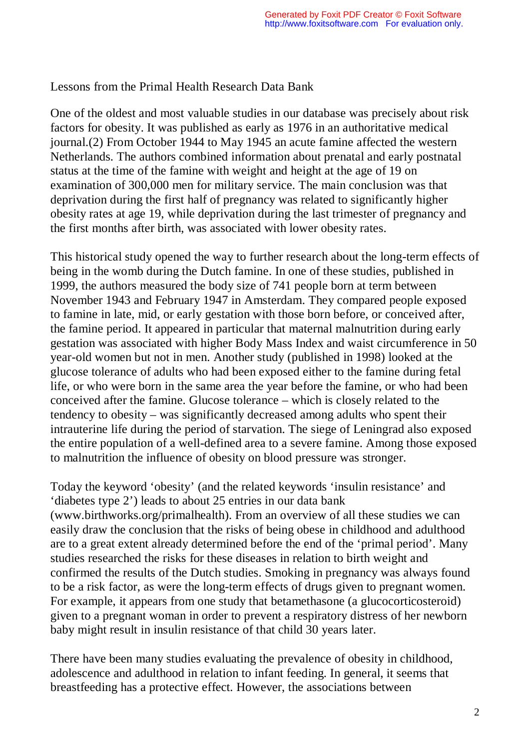## Lessons from the Primal Health Research Data Bank

One of the oldest and most valuable studies in our database was precisely about risk factors for obesity. It was published as early as 1976 in an authoritative medical journal.(2) From October 1944 to May 1945 an acute famine affected the western Netherlands. The authors combined information about prenatal and early postnatal status at the time of the famine with weight and height at the age of 19 on examination of 300,000 men for military service. The main conclusion was that deprivation during the first half of pregnancy was related to significantly higher obesity rates at age 19, while deprivation during the last trimester of pregnancy and the first months after birth, was associated with lower obesity rates.

This historical study opened the way to further research about the long-term effects of being in the womb during the Dutch famine. In one of these studies, published in 1999, the authors measured the body size of 741 people born at term between November 1943 and February 1947 in Amsterdam. They compared people exposed to famine in late, mid, or early gestation with those born before, or conceived after, the famine period. It appeared in particular that maternal malnutrition during early gestation was associated with higher Body Mass Index and waist circumference in 50 year-old women but not in men. Another study (published in 1998) looked at the glucose tolerance of adults who had been exposed either to the famine during fetal life, or who were born in the same area the year before the famine, or who had been conceived after the famine. Glucose tolerance – which is closely related to the tendency to obesity – was significantly decreased among adults who spent their intrauterine life during the period of starvation. The siege of Leningrad also exposed the entire population of a well-defined area to a severe famine. Among those exposed to malnutrition the influence of obesity on blood pressure was stronger.

Today the keyword 'obesity' (and the related keywords 'insulin resistance' and 'diabetes type 2') leads to about 25 entries in our data bank (www.birthworks.org/primalhealth). From an overview of all these studies we can easily draw the conclusion that the risks of being obese in childhood and adulthood are to a great extent already determined before the end of the 'primal period'. Many studies researched the risks for these diseases in relation to birth weight and confirmed the results of the Dutch studies. Smoking in pregnancy was always found to be a risk factor, as were the long-term effects of drugs given to pregnant women. For example, it appears from one study that betamethasone (a glucocorticosteroid) given to a pregnant woman in order to prevent a respiratory distress of her newborn baby might result in insulin resistance of that child 30 years later.

There have been many studies evaluating the prevalence of obesity in childhood, adolescence and adulthood in relation to infant feeding. In general, it seems that breastfeeding has a protective effect. However, the associations between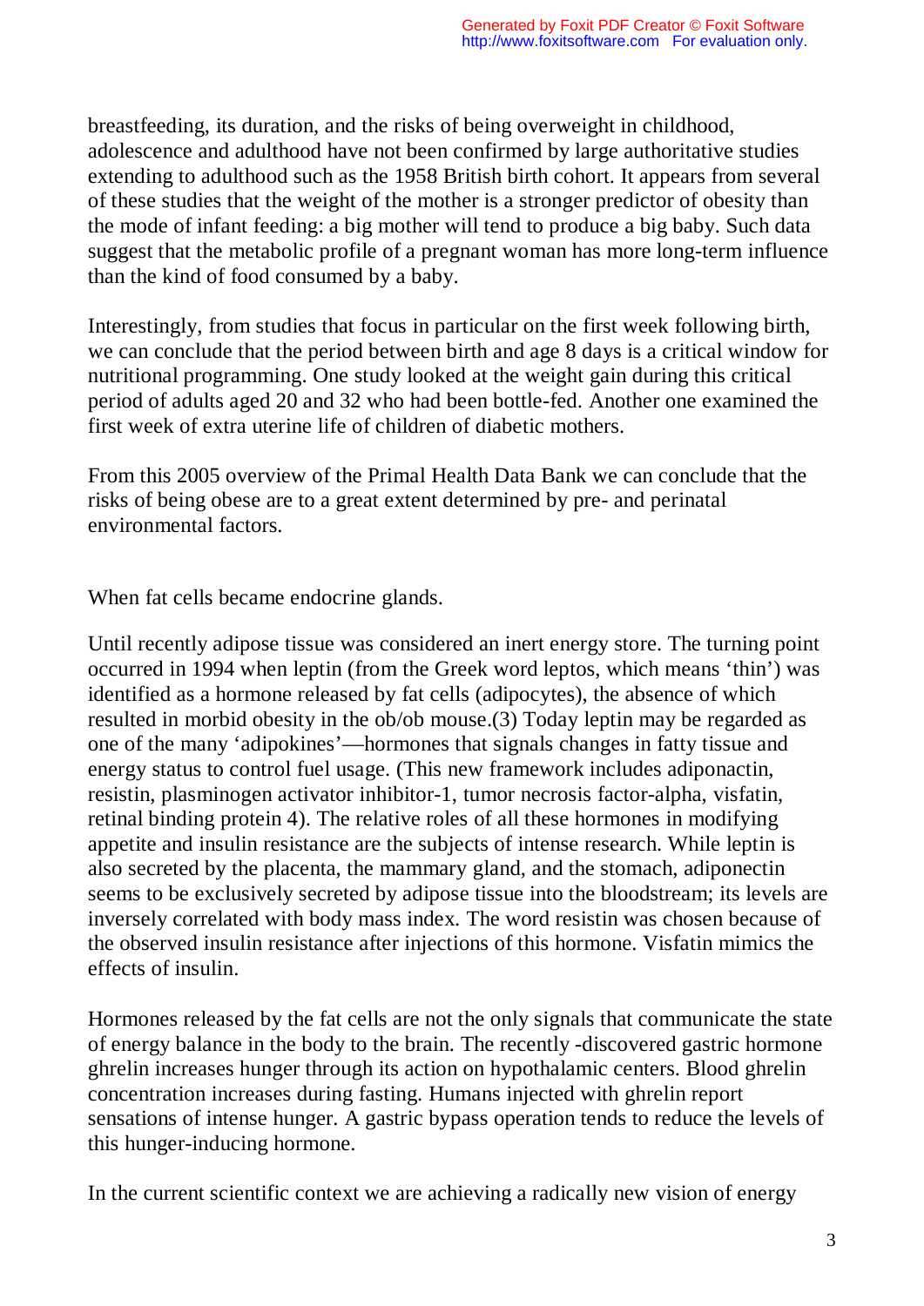breastfeeding, its duration, and the risks of being overweight in childhood, adolescence and adulthood have not been confirmed by large authoritative studies extending to adulthood such as the 1958 British birth cohort. It appears from several of these studies that the weight of the mother is a stronger predictor of obesity than the mode of infant feeding: a big mother will tend to produce a big baby. Such data suggest that the metabolic profile of a pregnant woman has more long-term influence than the kind of food consumed by a baby.

Interestingly, from studies that focus in particular on the first week following birth, we can conclude that the period between birth and age 8 days is a critical window for nutritional programming. One study looked at the weight gain during this critical period of adults aged 20 and 32 who had been bottle-fed. Another one examined the first week of extra uterine life of children of diabetic mothers.

From this 2005 overview of the Primal Health Data Bank we can conclude that the risks of being obese are to a great extent determined by pre- and perinatal environmental factors.

## When fat cells became endocrine glands.

Until recently adipose tissue was considered an inert energy store. The turning point occurred in 1994 when leptin (from the Greek word leptos, which means 'thin') was identified as a hormone released by fat cells (adipocytes), the absence of which resulted in morbid obesity in the ob/ob mouse.(3) Today leptin may be regarded as one of the many 'adipokines'—hormones that signals changes in fatty tissue and energy status to control fuel usage. (This new framework includes adiponactin, resistin, plasminogen activator inhibitor-1, tumor necrosis factor-alpha, visfatin, retinal binding protein 4). The relative roles of all these hormones in modifying appetite and insulin resistance are the subjects of intense research. While leptin is also secreted by the placenta, the mammary gland, and the stomach, adiponectin seems to be exclusively secreted by adipose tissue into the bloodstream; its levels are inversely correlated with body mass index. The word resistin was chosen because of the observed insulin resistance after injections of this hormone. Visfatin mimics the effects of insulin.

Hormones released by the fat cells are not the only signals that communicate the state of energy balance in the body to the brain. The recently -discovered gastric hormone ghrelin increases hunger through its action on hypothalamic centers. Blood ghrelin concentration increases during fasting. Humans injected with ghrelin report sensations of intense hunger. A gastric bypass operation tends to reduce the levels of this hunger-inducing hormone.

In the current scientific context we are achieving a radically new vision of energy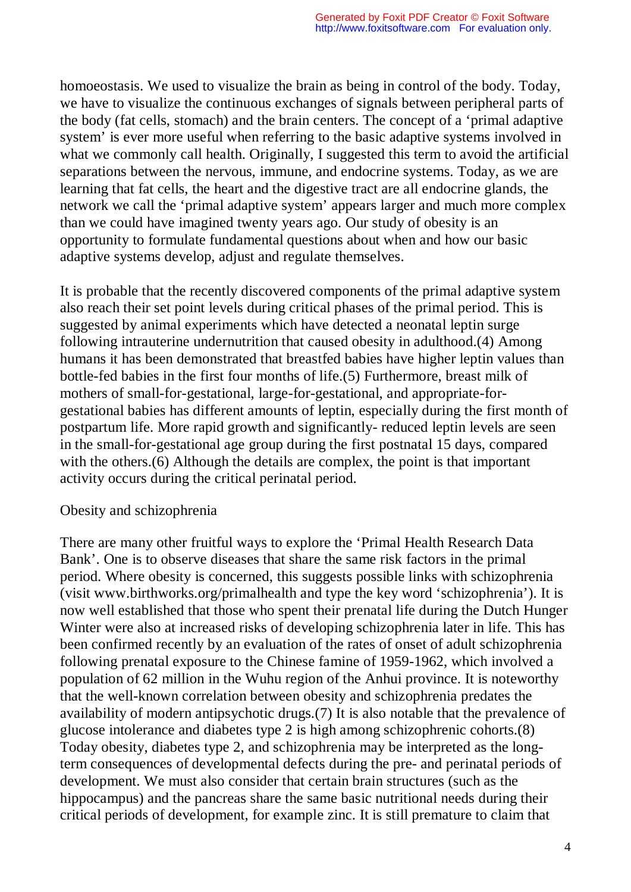homoeostasis. We used to visualize the brain as being in control of the body. Today, we have to visualize the continuous exchanges of signals between peripheral parts of the body (fat cells, stomach) and the brain centers. The concept of a 'primal adaptive system' is ever more useful when referring to the basic adaptive systems involved in what we commonly call health. Originally, I suggested this term to avoid the artificial separations between the nervous, immune, and endocrine systems. Today, as we are learning that fat cells, the heart and the digestive tract are all endocrine glands, the network we call the 'primal adaptive system' appears larger and much more complex than we could have imagined twenty years ago. Our study of obesity is an opportunity to formulate fundamental questions about when and how our basic adaptive systems develop, adjust and regulate themselves.

It is probable that the recently discovered components of the primal adaptive system also reach their set point levels during critical phases of the primal period. This is suggested by animal experiments which have detected a neonatal leptin surge following intrauterine undernutrition that caused obesity in adulthood.(4) Among humans it has been demonstrated that breastfed babies have higher leptin values than bottle-fed babies in the first four months of life.(5) Furthermore, breast milk of mothers of small-for-gestational, large-for-gestational, and appropriate-for-gestational babies has different amounts of leptin, especially during the first month of postpartum life. More rapid growth and significantly- reduced leptin levels are seen in the small-for-gestational age group during the first postnatal 15 days, compared with the others.(6) Although the details are complex, the point is that important activity occurs during the critical perinatal period.

## Obesity and schizophrenia

There are many other fruitful ways to explore the 'Primal Health Research Data Bank'. One is to observe diseases that share the same risk factors in the primal period. Where obesity is concerned, this suggests possible links with schizophrenia (visit www.birthworks.org/primalhealth and type the key word 'schizophrenia'). It is now well established that those who spent their prenatal life during the Dutch Hunger Winter were also at increased risks of developing schizophrenia later in life. This has been confirmed recently by an evaluation of the rates of onset of adult schizophrenia following prenatal exposure to the Chinese famine of 1959-1962, which involved a population of 62 million in the Wuhu region of the Anhui province. It is noteworthy that the well-known correlation between obesity and schizophrenia predates the availability of modern antipsychotic drugs.(7) It is also notable that the prevalence of glucose intolerance and diabetes type 2 is high among schizophrenic cohorts.(8) Today obesity, diabetes type 2, and schizophrenia may be interpreted as the long-term consequences of developmental defects during the pre- and perinatal periods of development. We must also consider that certain brain structures (such as the hippocampus) and the pancreas share the same basic nutritional needs during their critical periods of development, for example zinc. It is still premature to claim that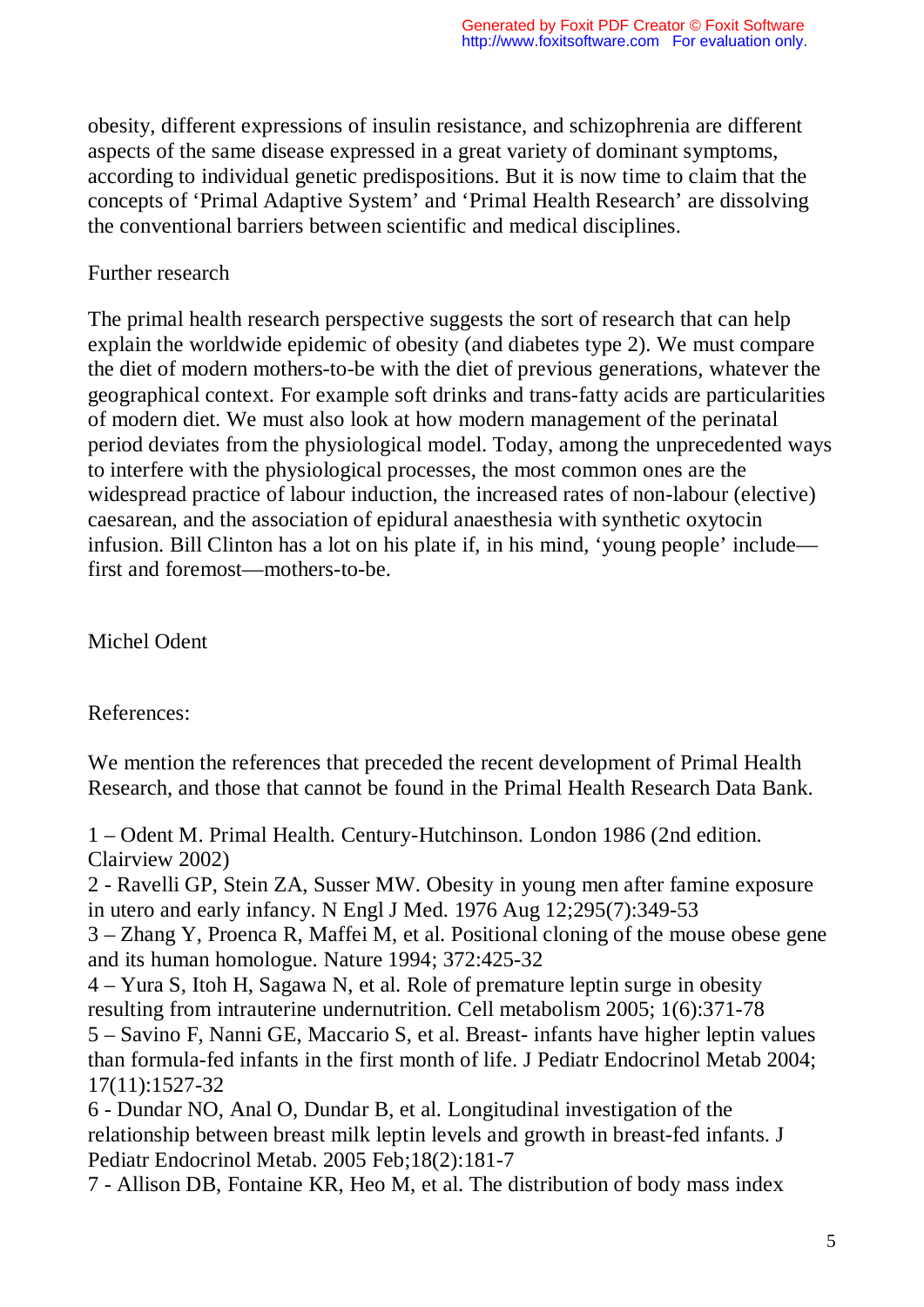obesity, different expressions of insulin resistance, and schizophrenia are different aspects of the same disease expressed in a great variety of dominant symptoms, according to individual genetic predispositions. But it is now time to claim that the concepts of 'Primal Adaptive System' and 'Primal Health Research' are dissolving the conventional barriers between scientific and medical disciplines.

## Further research

The primal health research perspective suggests the sort of research that can help explain the worldwide epidemic of obesity (and diabetes type 2). We must compare the diet of modern mothers-to-be with the diet of previous generations, whatever the geographical context. For example soft drinks and trans-fatty acids are particularities of modern diet. We must also look at how modern management of the perinatal period deviates from the physiological model. Today, among the unprecedented ways to interfere with the physiological processes, the most common ones are the widespread practice of labour induction, the increased rates of non-labour (elective) caesarean, and the association of epidural anaesthesia with synthetic oxytocin infusion. Bill Clinton has a lot on his plate if, in his mind, 'young people' include—first and foremost—mothers-to-be.

Michel Odent

## References:

We mention the references that preceded the recent development of Primal Health Research, and those that cannot be found in the Primal Health Research Data Bank.

1 – Odent M. Primal Health. Century-Hutchinson. London 1986 (2nd edition. Clairview 2002)
2 - Ravelli GP, Stein ZA, Susser MW. Obesity in young men after famine exposure in utero and early infancy. N Engl J Med. 1976 Aug 12;295(7):349-53
3 – Zhang Y, Proenca R, Maffei M, et al. Positional cloning of the mouse obese gene and its human homologue. Nature 1994; 372:425-32
4 – Yura S, Itoh H, Sagawa N, et al. Role of premature leptin surge in obesity resulting from intrauterine undernutrition. Cell metabolism 2005; 1(6):371-78
5 – Savino F, Nanni GE, Maccario S, et al. Breast- infants have higher leptin values than formula-fed infants in the first month of life. J Pediatr Endocrinol Metab 2004; 17(11):1527-32
6 - Dundar NO, Anal O, Dundar B, et al. Longitudinal investigation of the relationship between breast milk leptin levels and growth in breast-fed infants. J Pediatr Endocrinol Metab. 2005 Feb;18(2):181-7
7 - Allison DB, Fontaine KR, Heo M, et al. The distribution of body mass index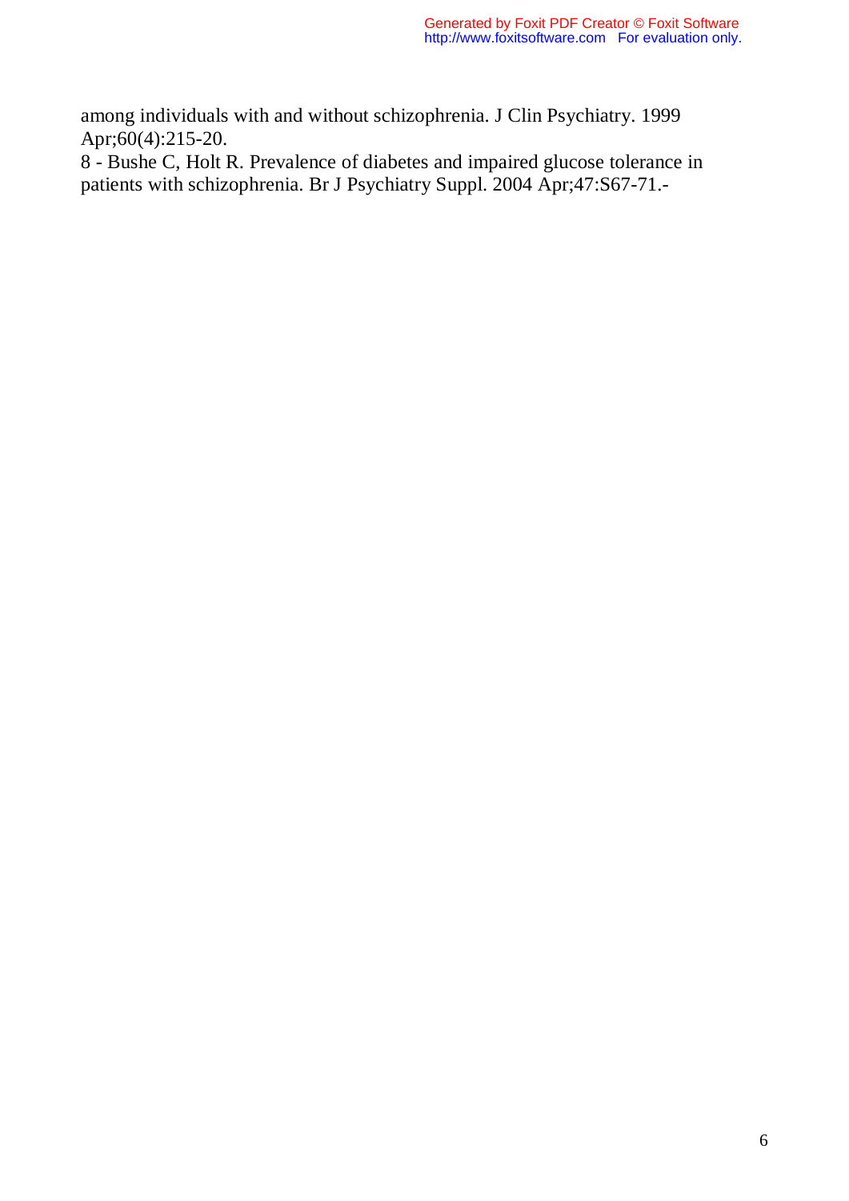among individuals with and without schizophrenia. J Clin Psychiatry. 1999 Apr;60(4):215-20.

8 - Bushe C, Holt R. Prevalence of diabetes and impaired glucose tolerance in patients with schizophrenia. Br J Psychiatry Suppl. 2004 Apr;47:S67-71.-